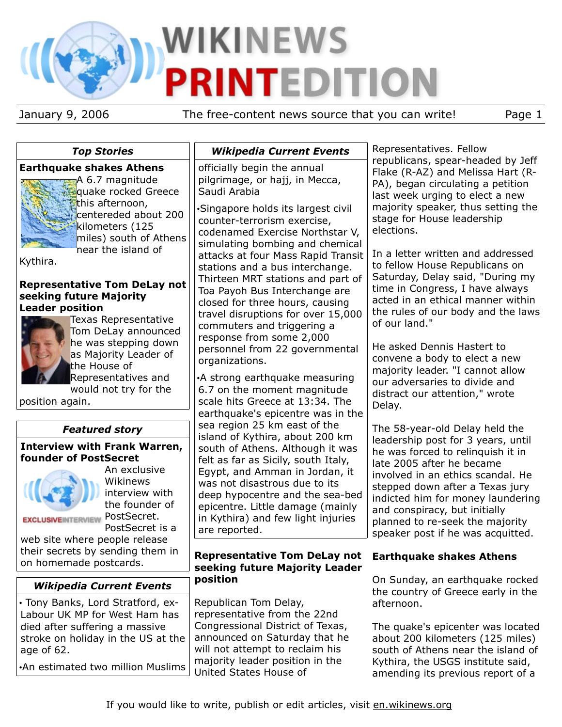# WIKINEWS PRINTEDITION

January 9, 2006 — The free-content news source that you can write!

## *Top Stories*

### Earthquake shakes Athens

A 6.7 magnitude quake rocked Greece this afternoon, centereded about 200 kilometers (125 miles) south of Athens near the island of Kythira.

### Representative Tom DeLay not seeking future Majority Leader position

Texas Representative Tom DeLay announced he was stepping down as Majority Leader of the House of Representatives and would not try for the position again.

## *Featured story*

### Interview with Frank Warren, founder of PostSecret

An exclusive Wikinews interview with the founder of PostSecret. PostSecret is a web site where people release their secrets by sending them in on homemade postcards.

## *Wikipedia Current Events*

- Tony Banks, Lord Stratford, ex-Labour UK MP for West Ham has died after suffering a massive stroke on holiday in the US at the age of 62.
- An estimated two million Muslims officially begin the annual pilgrimage, or hajj, in Mecca, Saudi Arabia
- Singapore holds its largest civil counter-terrorism exercise, codenamed Exercise Northstar V, simulating bombing and chemical attacks at four Mass Rapid Transit stations and a bus interchange. Thirteen MRT stations and part of Toa Payoh Bus Interchange are closed for three hours, causing travel disruptions for over 15,000 commuters and triggering a response from some 2,000 personnel from 22 governmental organizations.
- A strong earthquake measuring 6.7 on the moment magnitude scale hits Greece at 13:34. The earthquake's epicentre was in the sea region 25 km east of the island of Kythira, about 200 km south of Athens. Although it was felt as far as Sicily, south Italy, Egypt, and Amman in Jordan, it was not disastrous due to its deep hypocentre and the sea-bed epicentre. Little damage (mainly in Kythira) and few light injuries are reported.

## Representative Tom DeLay not seeking future Majority Leader position

Republican Tom Delay, representative from the 22nd Congressional District of Texas, announced on Saturday that he will not attempt to reclaim his majority leader position in the United States House of Representatives. Fellow republicans, spear-headed by Jeff Flake (R-AZ) and Melissa Hart (R-PA), began circulating a petition last week urging to elect a new majority speaker, thus setting the stage for House leadership elections.

In a letter written and addressed to fellow House Republicans on Saturday, Delay said, "During my time in Congress, I have always acted in an ethical manner within the rules of our body and the laws of our land."

He asked Dennis Hastert to convene a body to elect a new majority leader. "I cannot allow our adversaries to divide and distract our attention," wrote Delay.

The 58-year-old Delay held the leadership post for 3 years, until he was forced to relinquish it in late 2005 after he became involved in an ethics scandal. He stepped down after a Texas jury indicted him for money laundering and conspiracy, but initially planned to re-seek the majority speaker post if he was acquitted.

## Earthquake shakes Athens

On Sunday, an earthquake rocked the country of Greece early in the afternoon.

The quake's epicenter was located about 200 kilometers (125 miles) south of Athens near the island of Kythira, the USGS institute said, amending its previous report of a

If you would like to write, publish or edit articles, visit en.wikinews.org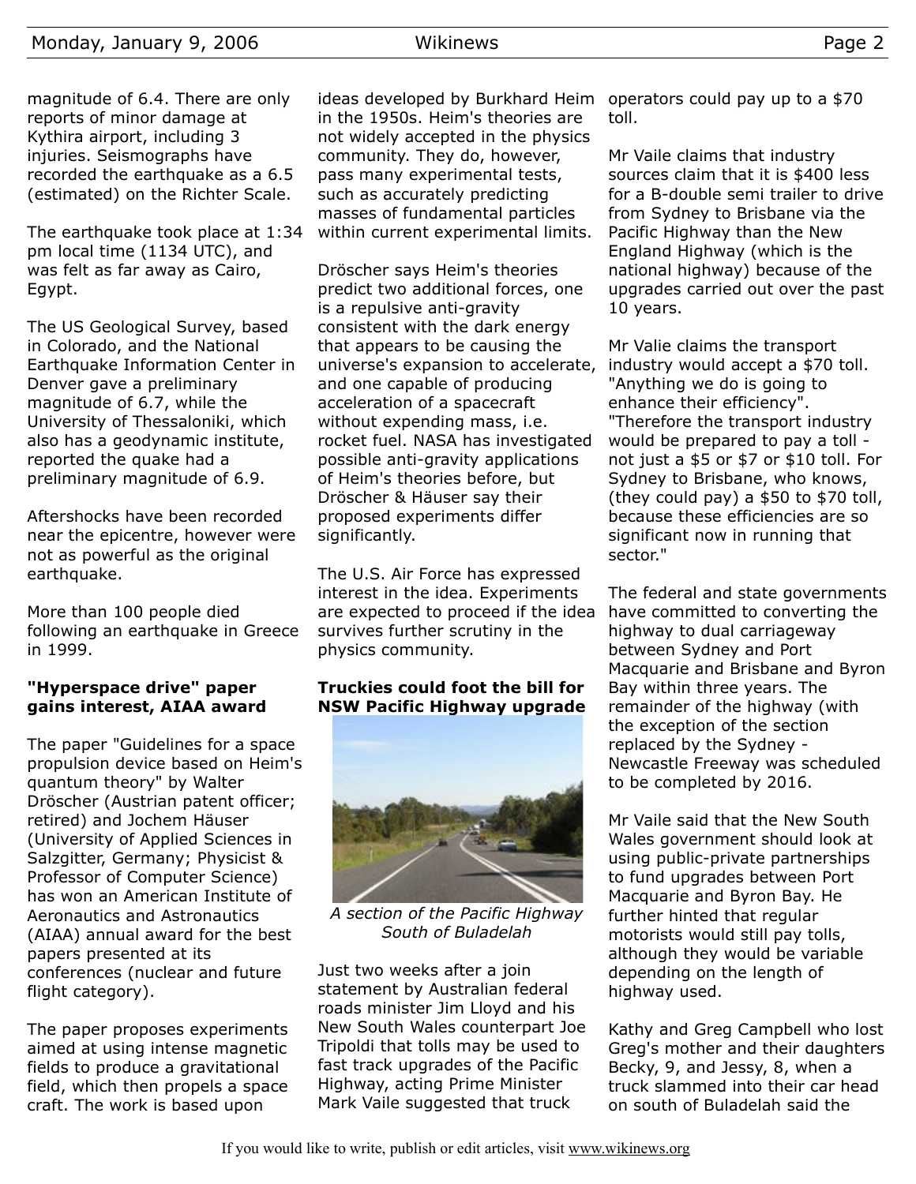magnitude of 6.4. There are only reports of minor damage at Kythira airport, including 3 injuries. Seismographs have recorded the earthquake as a 6.5 (estimated) on the Richter Scale.

The earthquake took place at 1:34 pm local time (1134 UTC), and was felt as far away as Cairo, Egypt.

The US Geological Survey, based in Colorado, and the National Earthquake Information Center in Denver gave a preliminary magnitude of 6.7, while the University of Thessaloniki, which also has a geodynamic institute, reported the quake had a preliminary magnitude of 6.9.

Aftershocks have been recorded near the epicentre, however were not as powerful as the original earthquake.

More than 100 people died following an earthquake in Greece in 1999.

### "Hyperspace drive" paper gains interest, AIAA award

The paper "Guidelines for a space propulsion device based on Heim's quantum theory" by Walter Dröscher (Austrian patent officer; retired) and Jochem Häuser (University of Applied Sciences in Salzgitter, Germany; Physicist & Professor of Computer Science) has won an American Institute of Aeronautics and Astronautics (AIAA) annual award for the best papers presented at its conferences (nuclear and future flight category).

The paper proposes experiments aimed at using intense magnetic fields to produce a gravitational field, which then propels a space craft. The work is based upon ideas developed by Burkhard Heim in the 1950s. Heim's theories are not widely accepted in the physics community. They do, however, pass many experimental tests, such as accurately predicting masses of fundamental particles within current experimental limits.

Dröscher says Heim's theories predict two additional forces, one is a repulsive anti-gravity consistent with the dark energy that appears to be causing the universe's expansion to accelerate, and one capable of producing acceleration of a spacecraft without expending mass, i.e. rocket fuel. NASA has investigated possible anti-gravity applications of Heim's theories before, but Dröscher & Häuser say their proposed experiments differ significantly.

The U.S. Air Force has expressed interest in the idea. Experiments are expected to proceed if the idea survives further scrutiny in the physics community.

### Truckies could foot the bill for NSW Pacific Highway upgrade

*A section of the Pacific Highway South of Buladelah*

Just two weeks after a join statement by Australian federal roads minister Jim Lloyd and his New South Wales counterpart Joe Tripoldi that tolls may be used to fast track upgrades of the Pacific Highway, acting Prime Minister Mark Vaile suggested that truck operators could pay up to a $70 toll.

Mr Vaile claims that industry sources claim that it is $400 less for a B-double semi trailer to drive from Sydney to Brisbane via the Pacific Highway than the New England Highway (which is the national highway) because of the upgrades carried out over the past 10 years.

Mr Valie claims the transport industry would accept a $70 toll. "Anything we do is going to enhance their efficiency". "Therefore the transport industry would be prepared to pay a toll - not just a $5 or $7 or $10 toll. For Sydney to Brisbane, who knows, (they could pay) a $50 to $70 toll, because these efficiencies are so significant now in running that sector."

The federal and state governments have committed to converting the highway to dual carriageway between Sydney and Port Macquarie and Brisbane and Byron Bay within three years. The remainder of the highway (with the exception of the section replaced by the Sydney - Newcastle Freeway was scheduled to be completed by 2016.

Mr Vaile said that the New South Wales government should look at using public-private partnerships to fund upgrades between Port Macquarie and Byron Bay. He further hinted that regular motorists would still pay tolls, although they would be variable depending on the length of highway used.

Kathy and Greg Campbell who lost Greg's mother and their daughters Becky, 9, and Jessy, 8, when a truck slammed into their car head on south of Buladelah said the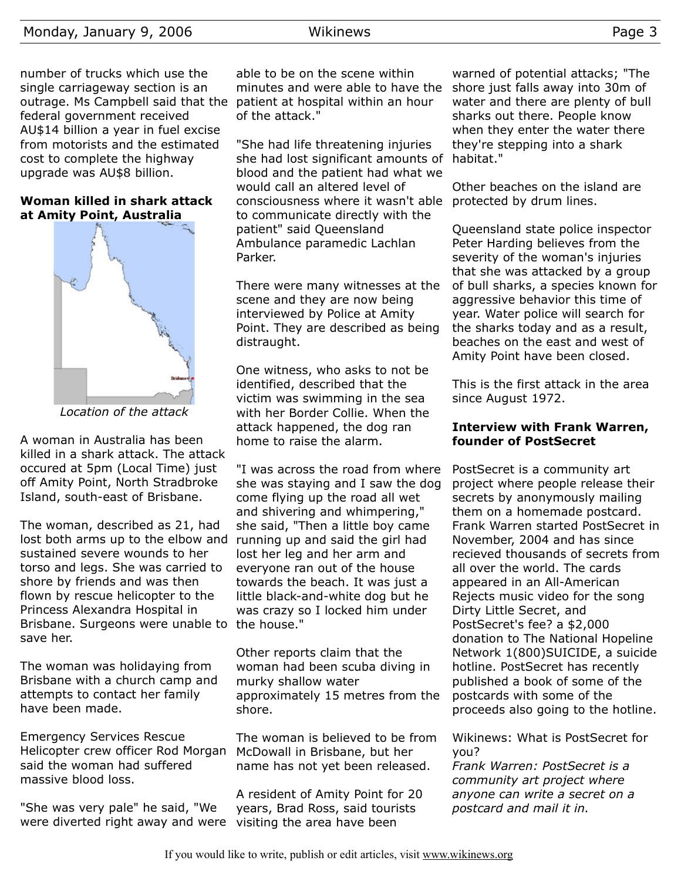number of trucks which use the single carriageway section is an outrage. Ms Campbell said that the federal government received AU$14 billion a year in fuel excise from motorists and the estimated cost to complete the highway upgrade was AU$8 billion.

### Woman killed in shark attack at Amity Point, Australia

*Location of the attack*

A woman in Australia has been killed in a shark attack. The attack occured at 5pm (Local Time) just off Amity Point, North Stradbroke Island, south-east of Brisbane.

The woman, described as 21, had lost both arms up to the elbow and sustained severe wounds to her torso and legs. She was carried to shore by friends and was then flown by rescue helicopter to the Princess Alexandra Hospital in Brisbane. Surgeons were unable to save her.

The woman was holidaying from Brisbane with a church camp and attempts to contact her family have been made.

Emergency Services Rescue Helicopter crew officer Rod Morgan said the woman had suffered massive blood loss.

"She was very pale" he said, "We were diverted right away and were able to be on the scene within minutes and were able to have the patient at hospital within an hour of the attack."

"She had life threatening injuries she had lost significant amounts of blood and the patient had what we would call an altered level of consciousness where it wasn't able to communicate directly with the patient" said Queensland Ambulance paramedic Lachlan Parker.

There were many witnesses at the scene and they are now being interviewed by Police at Amity Point. They are described as being distraught.

One witness, who asks to not be identified, described that the victim was swimming in the sea with her Border Collie. When the attack happened, the dog ran home to raise the alarm.

"I was across the road from where she was staying and I saw the dog come flying up the road all wet and shivering and whimpering," she said, "Then a little boy came running up and said the girl had lost her leg and her arm and everyone ran out of the house towards the beach. It was just a little black-and-white dog but he was crazy so I locked him under the house."

Other reports claim that the woman had been scuba diving in murky shallow water approximately 15 metres from the shore.

The woman is believed to be from McDowall in Brisbane, but her name has not yet been released.

A resident of Amity Point for 20 years, Brad Ross, said tourists visiting the area have been warned of potential attacks; "The shore just falls away into 30m of water and there are plenty of bull sharks out there. People know when they enter the water there they're stepping into a shark habitat."

Other beaches on the island are protected by drum lines.

Queensland state police inspector Peter Harding believes from the severity of the woman's injuries that she was attacked by a group of bull sharks, a species known for aggressive behavior this time of year. Water police will search for the sharks today and as a result, beaches on the east and west of Amity Point have been closed.

This is the first attack in the area since August 1972.

### Interview with Frank Warren, founder of PostSecret

PostSecret is a community art project where people release their secrets by anonymously mailing them on a homemade postcard. Frank Warren started PostSecret in November, 2004 and has since recieved thousands of secrets from all over the world. The cards appeared in an All-American Rejects music video for the song Dirty Little Secret, and PostSecret's fee? a $2,000 donation to The National Hopeline Network 1(800)SUICIDE, a suicide hotline. PostSecret has recently published a book of some of the postcards with some of the proceeds also going to the hotline.

Wikinews: What is PostSecret for you?
*Frank Warren: PostSecret is a community art project where anyone can write a secret on a postcard and mail it in.*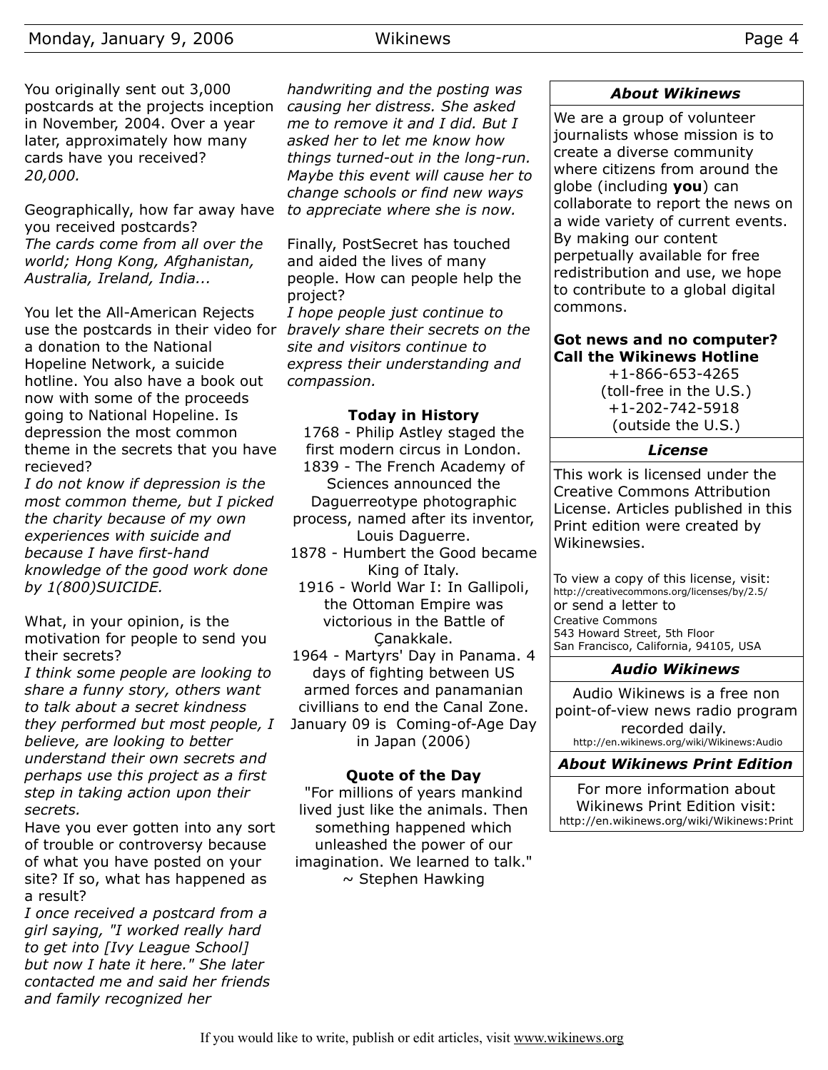You originally sent out 3,000 postcards at the projects inception in November, 2004. Over a year later, approximately how many cards have you received?
*20,000.*

Geographically, how far away have you received postcards?
*The cards come from all over the world; Hong Kong, Afghanistan, Australia, Ireland, India...*

You let the All-American Rejects use the postcards in their video for a donation to the National Hopeline Network, a suicide hotline. You also have a book out now with some of the proceeds going to National Hopeline. Is depression the most common theme in the secrets that you have recieved?
*I do not know if depression is the most common theme, but I picked the charity because of my own experiences with suicide and because I have first-hand knowledge of the good work done by 1(800)SUICIDE.*

What, in your opinion, is the motivation for people to send you their secrets?
*I think some people are looking to share a funny story, others want to talk about a secret kindness they performed but most people, I believe, are looking to better understand their own secrets and perhaps use this project as a first step in taking action upon their secrets.*

Have you ever gotten into any sort of trouble or controversy because of what you have posted on your site? If so, what has happened as a result?
*I once received a postcard from a girl saying, "I worked really hard to get into [Ivy League School] but now I hate it here." She later contacted me and said her friends and family recognized her handwriting and the posting was causing her distress. She asked me to remove it and I did. But I asked her to let me know how things turned-out in the long-run. Maybe this event will cause her to change schools or find new ways to appreciate where she is now.*

Finally, PostSecret has touched and aided the lives of many people. How can people help the project?
*I hope people just continue to bravely share their secrets on the site and visitors continue to express their understanding and compassion.*

### Today in History

1768 - Philip Astley staged the first modern circus in London.
1839 - The French Academy of Sciences announced the Daguerreotype photographic process, named after its inventor, Louis Daguerre.
1878 - Humbert the Good became King of Italy.
1916 - World War I: In Gallipoli, the Ottoman Empire was victorious in the Battle of Çanakkale.
1964 - Martyrs' Day in Panama. 4 days of fighting between US armed forces and panamanian civillians to end the Canal Zone.
January 09 is Coming-of-Age Day in Japan (2006)

### Quote of the Day

"For millions of years mankind lived just like the animals. Then something happened which unleashed the power of our imagination. We learned to talk."
~ Stephen Hawking

### *About Wikinews*

We are a group of volunteer journalists whose mission is to create a diverse community where citizens from around the globe (including **you**) can collaborate to report the news on a wide variety of current events. By making our content perpetually available for free redistribution and use, we hope to contribute to a global digital commons.

**Got news and no computer? Call the Wikinews Hotline**
+1-866-653-4265
(toll-free in the U.S.)
+1-202-742-5918
(outside the U.S.)

### *License*

This work is licensed under the Creative Commons Attribution License. Articles published in this Print edition were created by Wikinewsies.

To view a copy of this license, visit:
http://creativecommons.org/licenses/by/2.5/
or send a letter to
Creative Commons
543 Howard Street, 5th Floor
San Francisco, California, 94105, USA

### *Audio Wikinews*

Audio Wikinews is a free non point-of-view news radio program recorded daily.
http://en.wikinews.org/wiki/Wikinews:Audio

### *About Wikinews Print Edition*

For more information about Wikinews Print Edition visit:
http://en.wikinews.org/wiki/Wikinews:Print

If you would like to write, publish or edit articles, visit www.wikinews.org